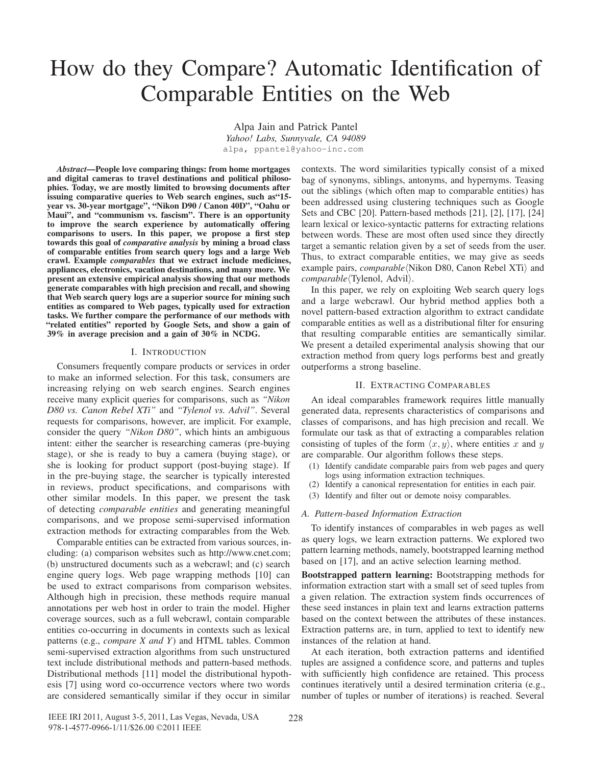# How do they Compare? Automatic Identification of Comparable Entities on the Web

Alpa Jain and Patrick Pantel
*Yahoo! Labs, Sunnyvale, CA 94089*
alpa, ppantel@yahoo-inc.com

***Abstract*—People love comparing things: from home mortgages and digital cameras to travel destinations and political philosophies. Today, we are mostly limited to browsing documents after issuing comparative queries to Web search engines, such as"15-year vs. 30-year mortgage", "Nikon D90 / Canon 40D", "Oahu or Maui", and "communism vs. fascism". There is an opportunity to improve the search experience by automatically offering comparisons to users. In this paper, we propose a first step towards this goal of *comparative analysis* by mining a broad class of comparable entities from search query logs and a large Web crawl. Example *comparables* that we extract include medicines, appliances, electronics, vacation destinations, and many more. We present an extensive empirical analysis showing that our methods generate comparables with high precision and recall, and showing that Web search query logs are a superior source for mining such entities as compared to Web pages, typically used for extraction tasks. We further compare the performance of our methods with "related entities" reported by Google Sets, and show a gain of 39% in average precision and a gain of 30% in NCDG.**

## I. Introduction

Consumers frequently compare products or services in order to make an informed selection. For this task, consumers are increasing relying on web search engines. Search engines receive many explicit queries for comparisons, such as *"Nikon D80 vs. Canon Rebel XTi"* and *"Tylenol vs. Advil"*. Several requests for comparisons, however, are implicit. For example, consider the query *"Nikon D80"*, which hints an ambiguous intent: either the searcher is researching cameras (pre-buying stage), or she is ready to buy a camera (buying stage), or she is looking for product support (post-buying stage). If in the pre-buying stage, the searcher is typically interested in reviews, product specifications, and comparisons with other similar models. In this paper, we present the task of detecting *comparable entities* and generating meaningful comparisons, and we propose semi-supervised information extraction methods for extracting comparables from the Web.

Comparable entities can be extracted from various sources, including: (a) comparison websites such as http://www.cnet.com; (b) unstructured documents such as a webcrawl; and (c) search engine query logs. Web page wrapping methods [10] can be used to extract comparisons from comparison websites. Although high in precision, these methods require manual annotations per web host in order to train the model. Higher coverage sources, such as a full webcrawl, contain comparable entities co-occurring in documents in contexts such as lexical patterns (e.g., *compare X and Y*) and HTML tables. Common semi-supervised extraction algorithms from such unstructured text include distributional methods and pattern-based methods. Distributional methods [11] model the distributional hypothesis [7] using word co-occurrence vectors where two words are considered semantically similar if they occur in similar contexts. The word similarities typically consist of a mixed bag of synonyms, siblings, antonyms, and hypernyms. Teasing out the siblings (which often map to comparable entities) has been addressed using clustering techniques such as Google Sets and CBC [20]. Pattern-based methods [21], [2], [17], [24] learn lexical or lexico-syntactic patterns for extracting relations between words. These are most often used since they directly target a semantic relation given by a set of seeds from the user. Thus, to extract comparable entities, we may give as seeds example pairs, *comparable*⟨Nikon D80, Canon Rebel XTi⟩ and *comparable*⟨Tylenol, Advil⟩.

In this paper, we rely on exploiting Web search query logs and a large webcrawl. Our hybrid method applies both a novel pattern-based extraction algorithm to extract candidate comparable entities as well as a distributional filter for ensuring that resulting comparable entities are semantically similar. We present a detailed experimental analysis showing that our extraction method from query logs performs best and greatly outperforms a strong baseline.

## II. Extracting Comparables

An ideal comparables framework requires little manually generated data, represents characteristics of comparisons and classes of comparisons, and has high precision and recall. We formulate our task as that of extracting a comparables relation consisting of tuples of the form $\langle x, y\rangle$, where entities $x$ and $y$ are comparable. Our algorithm follows these steps.

(1) Identify candidate comparable pairs from web pages and query logs using information extraction techniques.
(2) Identify a canonical representation for entities in each pair.
(3) Identify and filter out or demote noisy comparables.

### A. Pattern-based Information Extraction

To identify instances of comparables in web pages as well as query logs, we learn extraction patterns. We explored two pattern learning methods, namely, bootstrapped learning method based on [17], and an active selection learning method.

**Bootstrapped pattern learning:** Bootstrapping methods for information extraction start with a small set of seed tuples from a given relation. The extraction system finds occurrences of these seed instances in plain text and learns extraction patterns based on the context between the attributes of these instances. Extraction patterns are, in turn, applied to text to identify new instances of the relation at hand.

At each iteration, both extraction patterns and identified tuples are assigned a confidence score, and patterns and tuples with sufficiently high confidence are retained. This process continues iteratively until a desired termination criteria (e.g., number of tuples or number of iterations) is reached. Several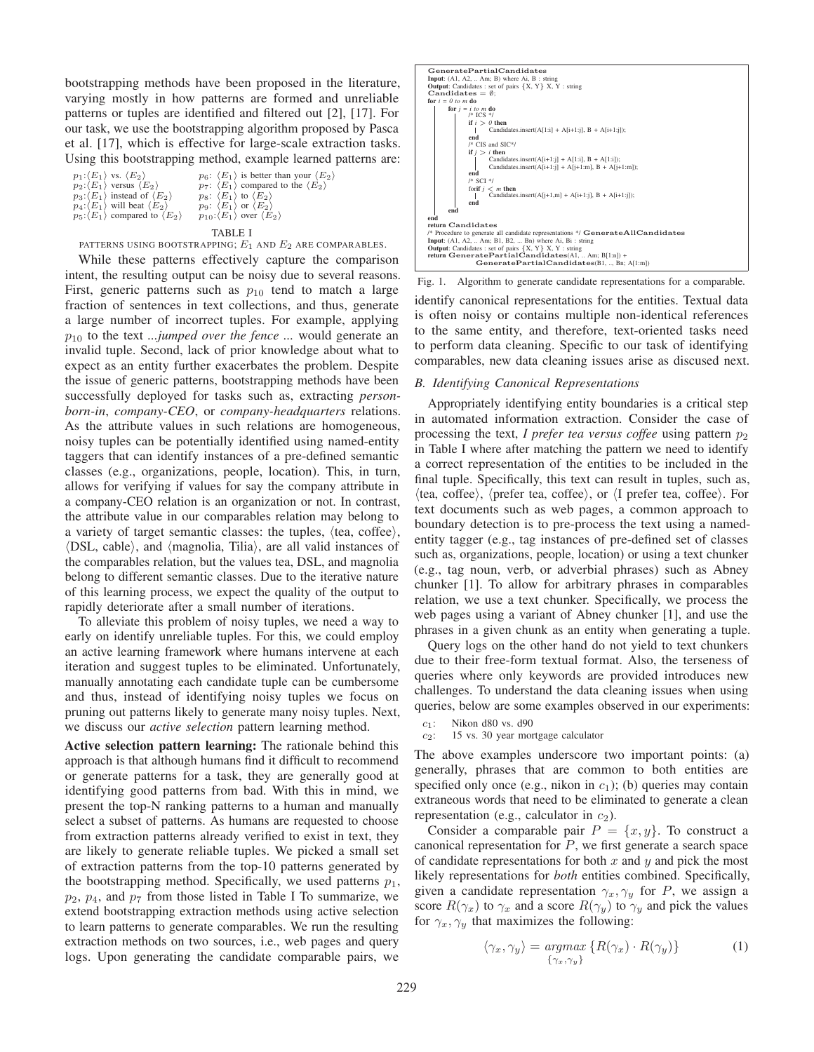bootstrapping methods have been proposed in the literature, varying mostly in how patterns are formed and unreliable patterns or tuples are identified and filtered out [2], [17]. For our task, we use the bootstrapping algorithm proposed by Pasca et al. [17], which is effective for large-scale extraction tasks. Using this bootstrapping method, example learned patterns are:

| | |
|---|---|
| $p_1$:⟨$E_1$⟩ vs. ⟨$E_2$⟩ | $p_6$: ⟨$E_1$⟩ is better than your ⟨$E_2$⟩ |
| $p_2$:⟨$E_1$⟩ versus ⟨$E_2$⟩ | $p_7$: ⟨$E_1$⟩ compared to the ⟨$E_2$⟩ |
| $p_3$:⟨$E_1$⟩ instead of ⟨$E_2$⟩ | $p_8$: ⟨$E_1$⟩ to ⟨$E_2$⟩ |
| $p_4$:⟨$E_1$⟩ will beat ⟨$E_2$⟩ | $p_9$: ⟨$E_1$⟩ or ⟨$E_2$⟩ |
| $p_5$:⟨$E_1$⟩ compared to ⟨$E_2$⟩ | $p_{10}$:⟨$E_1$⟩ over ⟨$E_2$⟩ |

TABLE I
PATTERNS USING BOOTSTRAPPING; $E_1$ AND $E_2$ ARE COMPARABLES.

While these patterns effectively capture the comparison intent, the resulting output can be noisy due to several reasons. First, generic patterns such as $p_{10}$ tend to match a large fraction of sentences in text collections, and thus, generate a large number of incorrect tuples. For example, applying $p_{10}$ to the text *...jumped over the fence ...* would generate an invalid tuple. Second, lack of prior knowledge about what to expect as an entity further exacerbates the problem. Despite the issue of generic patterns, bootstrapping methods have been successfully deployed for tasks such as, extracting *person-born-in*, *company-CEO*, or *company-headquarters* relations. As the attribute values in such relations are homogeneous, noisy tuples can be potentially identified using named-entity taggers that can identify instances of a pre-defined semantic classes (e.g., organizations, people, location). This, in turn, allows for verifying if values for say the company attribute in a company-CEO relation is an organization or not. In contrast, the attribute value in our comparables relation may belong to a variety of target semantic classes: the tuples, ⟨tea, coffee⟩, ⟨DSL, cable⟩, and ⟨magnolia, Tilia⟩, are all valid instances of the comparables relation, but the values tea, DSL, and magnolia belong to different semantic classes. Due to the iterative nature of this learning process, we expect the quality of the output to rapidly deteriorate after a small number of iterations.

To alleviate this problem of noisy tuples, we need a way to early on identify unreliable tuples. For this, we could employ an active learning framework where humans intervene at each iteration and suggest tuples to be eliminated. Unfortunately, manually annotating each candidate tuple can be cumbersome and thus, instead of identifying noisy tuples we focus on pruning out patterns likely to generate many noisy tuples. Next, we discuss our *active selection* pattern learning method.

**Active selection pattern learning:** The rationale behind this approach is that although humans find it difficult to recommend or generate patterns for a task, they are generally good at identifying good patterns from bad. With this in mind, we present the top-N ranking patterns to a human and manually select a subset of patterns. As humans are requested to choose from extraction patterns already verified to exist in text, they are likely to generate reliable tuples. We picked a small set of extraction patterns from the top-10 patterns generated by the bootstrapping method. Specifically, we used patterns $p_1$, $p_2$, $p_4$, and $p_7$ from those listed in Table I To summarize, we extend bootstrapping extraction methods using active selection to learn patterns to generate comparables. We run the resulting extraction methods on two sources, i.e., web pages and query logs. Upon generating the candidate comparable pairs, we

```
GeneratePartialCandidates
Input: (A1, A2, .. Am; B) where Ai, B : string
Output: Candidates : set of pairs {X, Y} X, Y : string
Candidates = ∅;
for i = 0 to m do
    for j = i to m do
        /* ICS */
        if i > 0 then
            Candidates.insert(A[1:i] + A[i+1:j], B + A[i+1:j]);
        end
        /* CIS and SIC*/
        if j > i then
            Candidates.insert(A[i+1:j] + A[1:i], B + A[1:i]);
            Candidates.insert(A[i+1:j] + A[j+1:m], B + A[j+1:m]);
        end
        /* SCI */
        forif j < m then
            Candidates.insert(A[j+1,m] + A[i+1:j], B + A[i+1:j]);
        end
    end
end
return Candidates
/* Procedure to generate all candidate representations */ GenerateAllCandidates
Input: (A1, A2, .. Am; B1, B2, ... Bn) where Ai, Bi : string
Output: Candidates : set of pairs {X, Y} X, Y : string
return GeneratePartialCandidates(A1, .. Am; B[1:n]) +
       GeneratePartialCandidates(B1, .., Bn; A[1:m])
```

Fig. 1. Algorithm to generate candidate representations for a comparable.

identify canonical representations for the entities. Textual data is often noisy or contains multiple non-identical references to the same entity, and therefore, text-oriented tasks need to perform data cleaning. Specific to our task of identifying comparables, new data cleaning issues arise as discused next.

### *B. Identifying Canonical Representations*

Appropriately identifying entity boundaries is a critical step in automated information extraction. Consider the case of processing the text, *I prefer tea versus coffee* using pattern $p_2$ in Table I where after matching the pattern we need to identify a correct representation of the entities to be included in the final tuple. Specifically, this text can result in tuples, such as, ⟨tea, coffee⟩, ⟨prefer tea, coffee⟩, or ⟨I prefer tea, coffee⟩. For text documents such as web pages, a common approach to boundary detection is to pre-process the text using a named-entity tagger (e.g., tag instances of pre-defined set of classes such as, organizations, people, location) or using a text chunker (e.g., tag noun, verb, or adverbial phrases) such as Abney chunker [1]. To allow for arbitrary phrases in comparables relation, we use a text chunker. Specifically, we process the web pages using a variant of Abney chunker [1], and use the phrases in a given chunk as an entity when generating a tuple.

Query logs on the other hand do not yield to text chunkers due to their free-form textual format. Also, the terseness of queries where only keywords are provided introduces new challenges. To understand the data cleaning issues when using queries, below are some examples observed in our experiments:

$c_1$: Nikon d80 vs. d90
$c_2$: 15 vs. 30 year mortgage calculator

The above examples underscore two important points: (a) generally, phrases that are common to both entities are specified only once (e.g., nikon in $c_1$); (b) queries may contain extraneous words that need to be eliminated to generate a clean representation (e.g., calculator in $c_2$).

Consider a comparable pair $P = \{x, y\}$. To construct a canonical representation for $P$, we first generate a search space of candidate representations for both $x$ and $y$ and pick the most likely representations for *both* entities combined. Specifically, given a candidate representation $\gamma_x, \gamma_y$ for $P$, we assign a score $R(\gamma_x)$ to $\gamma_x$ and a score $R(\gamma_y)$ to $\gamma_y$ and pick the values for $\gamma_x, \gamma_y$ that maximizes the following:

$$\langle \gamma_x, \gamma_y \rangle = \underset{\{\gamma_x, \gamma_y\}}{argmax} \{R(\gamma_x) \cdot R(\gamma_y)\} \tag{1}$$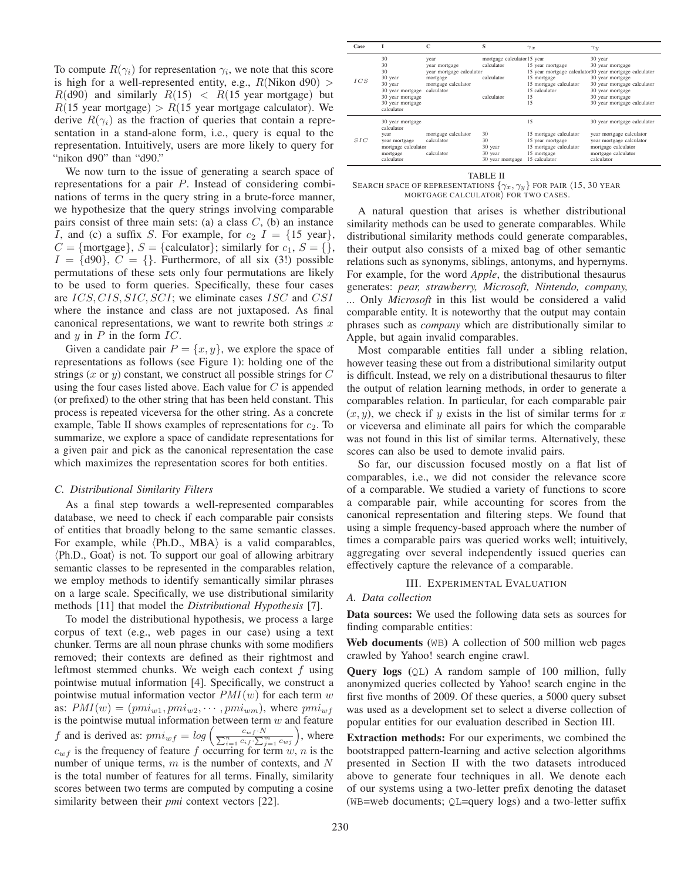To compute $R(\gamma_i)$ for representation $\gamma_i$, we note that this score is high for a well-represented entity, e.g., $R(\text{Nikon d90}) > R(\text{d90})$ and similarly $R(15) < R(\text{15 year mortgage})$ but $R(\text{15 year mortgage}) > R(\text{15 year mortgage calculator})$. We derive $R(\gamma_i)$ as the fraction of queries that contain a representation in a stand-alone form, i.e., query is equal to the representation. Intuitively, users are more likely to query for "nikon d90" than "d90."

We now turn to the issue of generating a search space of representations for a pair $P$. Instead of considering combinations of terms in the query string in a brute-force manner, we hypothesize that the query strings involving comparable pairs consist of three main sets: (a) a class $C$, (b) an instance $I$, and (c) a suffix $S$. For example, for $c_2$ $I$ = {15 year}, $C$ = {mortgage}, $S$ = {calculator}; similarly for $c_1$, $S$ = {}, $I$ = {d90}, $C$ = {}. Furthermore, of all six (3!) possible permutations of these sets only four permutations are likely to be used to form queries. Specifically, these four cases are $ICS, CIS, SIC, SCI$; we eliminate cases $ISC$ and $CSI$ where the instance and class are not juxtaposed. As final canonical representations, we want to rewrite both strings $x$ and $y$ in $P$ in the form $IC$.

Given a candidate pair $P = \{x, y\}$, we explore the space of representations as follows (see Figure 1): holding one of the strings ($x$ or $y$) constant, we construct all possible strings for $C$ using the four cases listed above. Each value for $C$ is appended (or prefixed) to the other string that has been held constant. This process is repeated viceversa for the other string. As a concrete example, Table II shows examples of representations for $c_2$. To summarize, we explore a space of candidate representations for a given pair and pick as the canonical representation the case which maximizes the representation scores for both entities.

### C. Distributional Similarity Filters

As a final step towards a well-represented comparables database, we need to check if each comparable pair consists of entities that broadly belong to the same semantic classes. For example, while ⟨Ph.D., MBA⟩ is a valid comparables, ⟨Ph.D., Goat⟩ is not. To support our goal of allowing arbitrary semantic classes to be represented in the comparables relation, we employ methods to identify semantically similar phrases on a large scale. Specifically, we use distributional similarity methods [11] that model the *Distributional Hypothesis* [7].

To model the distributional hypothesis, we process a large corpus of text (e.g., web pages in our case) using a text chunker. Terms are all noun phrase chunks with some modifiers removed; their contexts are defined as their rightmost and leftmost stemmed chunks. We weigh each context $f$ using pointwise mutual information [4]. Specifically, we construct a pointwise mutual information vector $PMI(w)$ for each term $w$ as: $PMI(w) = (pmi_{w1}, pmi_{w2}, \cdots, pmi_{wm})$, where $pmi_{wf}$ is the pointwise mutual information between term $w$ and feature $f$ and is derived as: $pmi_{wf} = log\left(\frac{c_{wf} \cdot N}{\sum_{i=1}^{n} c_{if} \cdot \sum_{j=1}^{m} c_{wj}}\right)$, where $c_{wf}$ is the frequency of feature $f$ occurring for term $w$, $n$ is the number of unique terms, $m$ is the number of contexts, and $N$ is the total number of features for all terms. Finally, similarity scores between two terms are computed by computing a cosine similarity between their *pmi* context vectors [22].

| Case | I | C | S | $\gamma_x$ | $\gamma_y$ |
|---|---|---|---|---|---|
| $ICS$ | 30 | year | mortgage calculator | 15 year | 30 year |
| | 30 | year mortgage | calculator | 15 year mortgage | 30 year mortgage |
| | 30 | year mortgage calculator | | 15 year mortgage calculator | 30 year mortgage calculator |
| | 30 year | mortgage | calculator | 15 mortgage | 30 year mortgage |
| | 30 year | mortgage calculator | | 15 mortgage calculator | 30 year mortgage calculator |
| | 30 year mortgage | calculator | | 15 calculator | 30 year mortgage |
| | 30 year mortgage | | calculator | 15 | 30 year mortgage |
| | 30 year mortgage calculator | | | 15 | 30 year mortgage calculator |
| $SIC$ | 30 year mortgage calculator | | | 15 | 30 year mortgage calculator |
| | year | mortgage calculator | 30 | 15 mortgage calculator | year mortgage calculator |
| | year mortgage | calculator | 30 | 15 year mortgage | year mortgage calculator |
| | mortgage calculator | | 30 year | 15 mortgage calculator | mortgage calculator |
| | mortgage | calculator | 30 year | 15 mortgage | mortgage calculator |
| | calculator | | 30 year mortgage | 15 calculator | calculator |

TABLE II
SEARCH SPACE OF REPRESENTATIONS $\{\gamma_x, \gamma_y\}$ FOR PAIR ⟨15, 30 YEAR MORTGAGE CALCULATOR⟩ FOR TWO CASES.

A natural question that arises is whether distributional similarity methods can be used to generate comparables. While distributional similarity methods could generate comparables, their output also consists of a mixed bag of other semantic relations such as synonyms, siblings, antonyms, and hypernyms. For example, for the word *Apple*, the distributional thesaurus generates: *pear, strawberry, Microsoft, Nintendo, company, ...* Only *Microsoft* in this list would be considered a valid comparable entity. It is noteworthy that the output may contain phrases such as *company* which are distributionally similar to Apple, but again invalid comparables.

Most comparable entities fall under a sibling relation, however teasing these out from a distributional similarity output is difficult. Instead, we rely on a distributional thesaurus to filter the output of relation learning methods, in order to generate a comparables relation. In particular, for each comparable pair $(x, y)$, we check if $y$ exists in the list of similar terms for $x$ or viceversa and eliminate all pairs for which the comparable was not found in this list of similar terms. Alternatively, these scores can also be used to demote invalid pairs.

So far, our discussion focused mostly on a flat list of comparables, i.e., we did not consider the relevance score of a comparable. We studied a variety of functions to score a comparable pair, while accounting for scores from the canonical representation and filtering steps. We found that using a simple frequency-based approach where the number of times a comparable pairs was queried works well; intuitively, aggregating over several independently issued queries can effectively capture the relevance of a comparable.

## III. Experimental Evaluation

### A. Data collection

**Data sources:** We used the following data sets as sources for finding comparable entities:

**Web documents (WB)** A collection of 500 million web pages crawled by Yahoo! search engine crawl.

**Query logs (QL)** A random sample of 100 million, fully anonymized queries collected by Yahoo! search engine in the first five months of 2009. Of these queries, a 5000 query subset was used as a development set to select a diverse collection of popular entities for our evaluation described in Section III.

**Extraction methods:** For our experiments, we combined the bootstrapped pattern-learning and active selection algorithms presented in Section II with the two datasets introduced above to generate four techniques in all. We denote each of our systems using a two-letter prefix denoting the dataset (WB=web documents; QL=query logs) and a two-letter suffix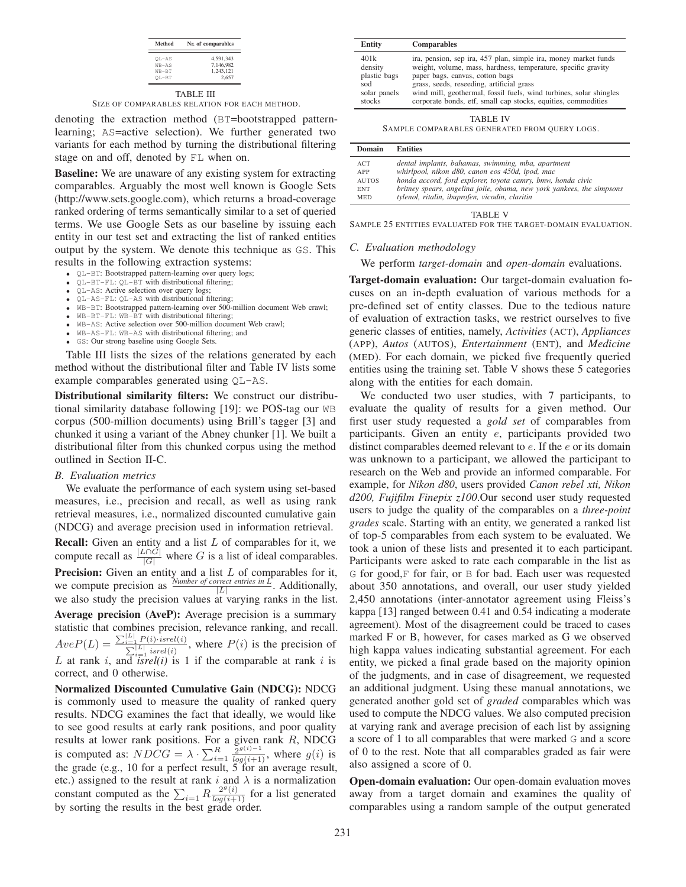| Method | Nr. of comparables |
|---|---|
| QL-AS | 4,591,343 |
| WB-AS | 7,146,982 |
| WB-BT | 1,243,121 |
| QL-BT | 2,657 |

TABLE III
SIZE OF COMPARABLES RELATION FOR EACH METHOD.

denoting the extraction method (BT=bootstrapped pattern-learning; AS=active selection). We further generated two variants for each method by turning the distributional filtering stage on and off, denoted by FL when on.

**Baseline:** We are unaware of any existing system for extracting comparables. Arguably the most well known is Google Sets (http://www.sets.google.com), which returns a broad-coverage ranked ordering of terms semantically similar to a set of queried terms. We use Google Sets as our baseline by issuing each entity in our test set and extracting the list of ranked entities output by the system. We denote this technique as GS. This results in the following extraction systems:

- QL-BT: Bootstrapped pattern-learning over query logs;
- QL-BT-FL: QL-BT with distributional filtering;
- QL-AS: Active selection over query logs;
- QL-AS-FL: QL-AS with distributional filtering;
- WB-BT: Bootstrapped pattern-learning over 500-million document Web crawl;
- WB-BT-FL: WB-BT with distributional filtering;
- WB-AS: Active selection over 500-million document Web crawl;
- WB-AS-FL: WB-AS with distributional filtering; and
- GS: Our strong baseline using Google Sets.

Table III lists the sizes of the relations generated by each method without the distributional filter and Table IV lists some example comparables generated using QL-AS.

**Distributional similarity filters:** We construct our distributional similarity database following [19]: we POS-tag our WB corpus (500-million documents) using Brill's tagger [3] and chunked it using a variant of the Abney chunker [1]. We built a distributional filter from this chunked corpus using the method outlined in Section II-C.

### B. Evaluation metrics

We evaluate the performance of each system using set-based measures, i.e., precision and recall, as well as using rank retrieval measures, i.e., normalized discounted cumulative gain (NDCG) and average precision used in information retrieval.

**Recall:** Given an entity and a list $L$ of comparables for it, we compute recall as $\frac{|L \cap G|}{|G|}$ where $G$ is a list of ideal comparables.

**Precision:** Given an entity and a list $L$ of comparables for it, we compute precision as $\frac{\textit{Number of correct entries in } L}{|L|}$. Additionally, we also study the precision values at varying ranks in the list.

**Average precision (AveP):** Average precision is a summary statistic that combines precision, relevance ranking, and recall. $AveP(L) = \frac{\sum_{i=1}^{|L|} P(i) \cdot isrel(i)}{\sum_{i=1}^{|L|} isrel(i)}$, where $P(i)$ is the precision of $L$ at rank $i$, and *isrel(i)* is 1 if the comparable at rank $i$ is correct, and 0 otherwise.

**Normalized Discounted Cumulative Gain (NDCG):** NDCG is commonly used to measure the quality of ranked query results. NDCG examines the fact that ideally, we would like to see good results at early rank positions, and poor quality results at lower rank positions. For a given rank $R$, NDCG is computed as: $NDCG = \lambda \cdot \sum_{i=1}^{R} \frac{2^{g(i)-1}}{log(i+1)}$, where $g(i)$ is the grade (e.g., 10 for a perfect result, 5 for an average result, etc.) assigned to the result at rank $i$ and $\lambda$ is a normalization constant computed as the $\sum_{i=1} R \frac{2^{g(i)}}{log(i+1)}$ for a list generated by sorting the results in the best grade order.

| Entity | Comparables |
|---|---|
| 401k | ira, pension, sep ira, 457 plan, simple ira, money market funds |
| density | weight, volume, mass, hardness, temperature, specific gravity |
| plastic bags | paper bags, canvas, cotton bags |
| sod | grass, seeds, reseeding, artificial grass |
| solar panels | wind mill, geothermal, fossil fuels, wind turbines, solar shingles |
| stocks | corporate bonds, etf, small cap stocks, equities, commodities |

TABLE IV
SAMPLE COMPARABLES GENERATED FROM QUERY LOGS.

| Domain | Entities |
|---|---|
| ACT | *dental implants, bahamas, swimming, mba, apartment* |
| APP | *whirlpool, nikon d80, canon eos 450d, ipod, mac* |
| AUTOS | *honda accord, ford explorer, toyota camry, bmw, honda civic* |
| ENT | *britney spears, angelina jolie, obama, new york yankees, the simpsons* |
| MED | *tylenol, ritalin, ibuprofen, vicodin, claritin* |

TABLE V
SAMPLE 25 ENTITIES EVALUATED FOR THE TARGET-DOMAIN EVALUATION.

### C. Evaluation methodology

We perform *target-domain* and *open-domain* evaluations.

**Target-domain evaluation:** Our target-domain evaluation focuses on an in-depth evaluation of various methods for a pre-defined set of entity classes. Due to the tedious nature of evaluation of extraction tasks, we restrict ourselves to five generic classes of entities, namely, *Activities* (ACT), *Appliances* (APP), *Autos* (AUTOS), *Entertainment* (ENT), and *Medicine* (MED). For each domain, we picked five frequently queried entities using the training set. Table V shows these 5 categories along with the entities for each domain.

We conducted two user studies, with 7 participants, to evaluate the quality of results for a given method. Our first user study requested a *gold set* of comparables from participants. Given an entity $e$, participants provided two distinct comparables deemed relevant to $e$. If the $e$ or its domain was unknown to a participant, we allowed the participant to research on the Web and provide an informed comparable. For example, for *Nikon d80*, users provided *Canon rebel xti, Nikon d200, Fujifilm Finepix z100*.Our second user study requested users to judge the quality of the comparables on a *three-point grades* scale. Starting with an entity, we generated a ranked list of top-5 comparables from each system to be evaluated. We took a union of these lists and presented it to each participant. Participants were asked to rate each comparable in the list as G for good,F for fair, or B for bad. Each user was requested about 350 annotations, and overall, our user study yielded 2,450 annotations (inter-annotator agreement using Fleiss's kappa [13] ranged between 0.41 and 0.54 indicating a moderate agreement). Most of the disagreement could be traced to cases marked F or B, however, for cases marked as G we observed high kappa values indicating substantial agreement. For each entity, we picked a final grade based on the majority opinion of the judgments, and in case of disagreement, we requested an additional judgment. Using these manual annotations, we generated another gold set of *graded* comparables which was used to compute the NDCG values. We also computed precision at varying rank and average precision of each list by assigning a score of 1 to all comparables that were marked G and a score of 0 to the rest. Note that all comparables graded as fair were also assigned a score of 0.

**Open-domain evaluation:** Our open-domain evaluation moves away from a target domain and examines the quality of comparables using a random sample of the output generated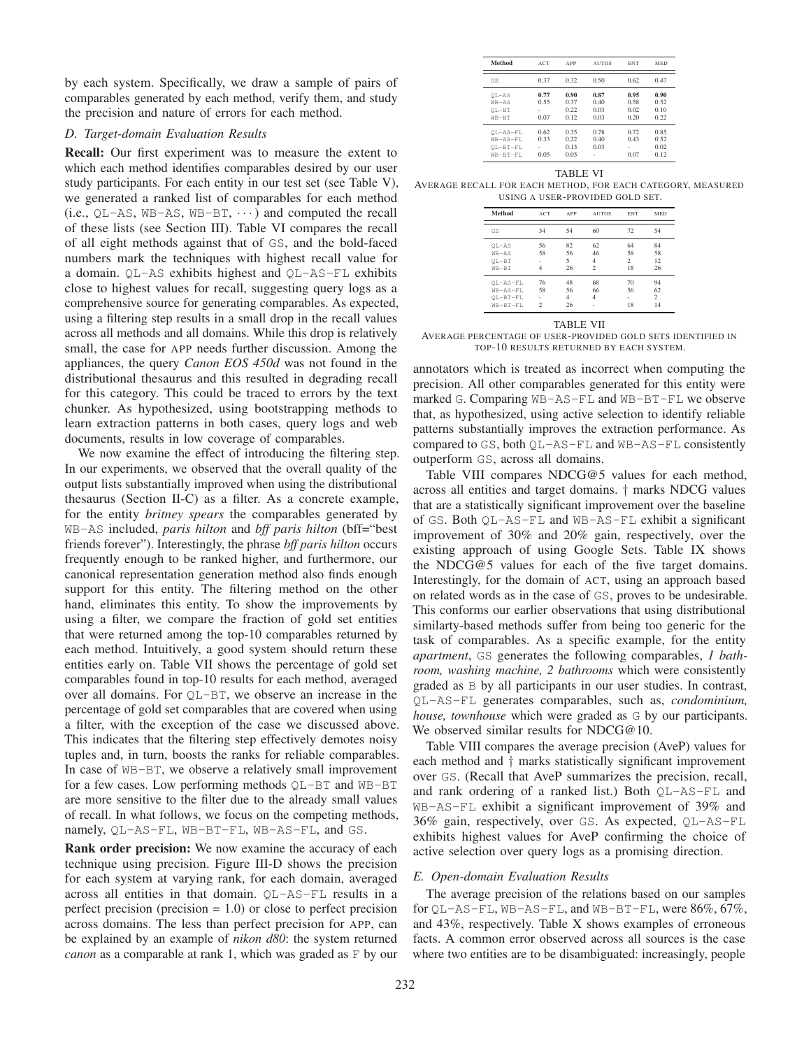by each system. Specifically, we draw a sample of pairs of comparables generated by each method, verify them, and study the precision and nature of errors for each method.

### D. Target-domain Evaluation Results

**Recall:** Our first experiment was to measure the extent to which each method identifies comparables desired by our user study participants. For each entity in our test set (see Table V), we generated a ranked list of comparables for each method (i.e., QL-AS, WB-AS, WB-BT, $\cdots$) and computed the recall of these lists (see Section III). Table VI compares the recall of all eight methods against that of GS, and the bold-faced numbers mark the techniques with highest recall value for a domain. QL-AS exhibits highest and QL-AS-FL exhibits close to highest values for recall, suggesting query logs as a comprehensive source for generating comparables. As expected, using a filtering step results in a small drop in the recall values across all methods and all domains. While this drop is relatively small, the case for APP needs further discussion. Among the appliances, the query *Canon EOS 450d* was not found in the distributional thesaurus and this resulted in degrading recall for this category. This could be traced to errors by the text chunker. As hypothesized, using bootstrapping methods to learn extraction patterns in both cases, query logs and web documents, results in low coverage of comparables.

We now examine the effect of introducing the filtering step. In our experiments, we observed that the overall quality of the output lists substantially improved when using the distributional thesaurus (Section II-C) as a filter. As a concrete example, for the entity *britney spears* the comparables generated by WB-AS included, *paris hilton* and *bff paris hilton* (bff="best friends forever"). Interestingly, the phrase *bff paris hilton* occurs frequently enough to be ranked higher, and furthermore, our canonical representation generation method also finds enough support for this entity. The filtering method on the other hand, eliminates this entity. To show the improvements by using a filter, we compare the fraction of gold set entities that were returned among the top-10 comparables returned by each method. Intuitively, a good system should return these entities early on. Table VII shows the percentage of gold set comparables found in top-10 results for each method, averaged over all domains. For QL-BT, we observe an increase in the percentage of gold set comparables that are covered when using a filter, with the exception of the case we discussed above. This indicates that the filtering step effectively demotes noisy tuples and, in turn, boosts the ranks for reliable comparables. In case of WB-BT, we observe a relatively small improvement for a few cases. Low performing methods QL-BT and WB-BT are more sensitive to the filter due to the already small values of recall. In what follows, we focus on the competing methods, namely, QL-AS-FL, WB-BT-FL, WB-AS-FL, and GS.

**Rank order precision:** We now examine the accuracy of each technique using precision. Figure III-D shows the precision for each system at varying rank, for each domain, averaged across all entities in that domain. QL-AS-FL results in a perfect precision (precision = 1.0) or close to perfect precision across domains. The less than perfect precision for APP, can be explained by an example of *nikon d80*: the system returned *canon* as a comparable at rank 1, which was graded as F by our annotators which is treated as incorrect when computing the precision. All other comparables generated for this entity were marked G. Comparing WB-AS-FL and WB-BT-FL we observe that, as hypothesized, using active selection to identify reliable patterns substantially improves the extraction performance. As compared to GS, both QL-AS-FL and WB-AS-FL consistently outperform GS, across all domains.

| Method | ACT | APP | AUTOS | ENT | MED |
|---|---|---|---|---|---|
| GS | 0.37 | 0.32 | 0.50 | 0.62 | 0.47 |
| QL-AS | **0.77** | **0.90** | **0.87** | **0.95** | **0.90** |
| WB-AS | 0.55 | 0.37 | 0.40 | 0.58 | 0.52 |
| QL-BT | - | 0.22 | 0.03 | 0.02 | 0.10 |
| WB-BT | 0.07 | 0.12 | 0.03 | 0.20 | 0.22 |
| QL-AS-FL | 0.62 | 0.35 | 0.78 | 0.72 | 0.85 |
| WB-AS-FL | 0.33 | 0.22 | 0.40 | 0.43 | 0.52 |
| QL-BT-FL | - | 0.13 | 0.03 | - | 0.02 |
| WB-BT-FL | 0.05 | 0.05 | - | 0.07 | 0.12 |

TABLE VI
AVERAGE RECALL FOR EACH METHOD, FOR EACH CATEGORY, MEASURED USING A USER-PROVIDED GOLD SET.

| Method | ACT | APP | AUTOS | ENT | MED |
|---|---|---|---|---|---|
| GS | 34 | 54 | 60 | 72 | 54 |
| QL-AS | 56 | 82 | 62 | 64 | 84 |
| WB-AS | 58 | 56 | 46 | 58 | 58 |
| QL-BT | - | 5 | 4 | 2 | 12 |
| WB-BT | 4 | 26 | 2 | 18 | 26 |
| QL-AS-FL | 76 | 48 | 68 | 70 | 94 |
| WB-AS-FL | 58 | 56 | 66 | 56 | 62 |
| QL-BT-FL | - | 4 | 4 | - | 2 |
| WB-BT-FL | 2 | 26 | - | 18 | 14 |

TABLE VII
AVERAGE PERCENTAGE OF USER-PROVIDED GOLD SETS IDENTIFIED IN TOP-10 RESULTS RETURNED BY EACH SYSTEM.

Table VIII compares NDCG@5 values for each method, across all entities and target domains. † marks NDCG values that are a statistically significant improvement over the baseline of GS. Both QL-AS-FL and WB-AS-FL exhibit a significant improvement of 30% and 20% gain, respectively, over the existing approach of using Google Sets. Table IX shows the NDCG@5 values for each of the five target domains. Interestingly, for the domain of ACT, using an approach based on related words as in the case of GS, proves to be undesirable. This conforms our earlier observations that using distributional similarity-based methods suffer from being too generic for the task of comparables. As a specific example, for the entity *apartment*, GS generates the following comparables, *1 bathroom, washing machine, 2 bathrooms* which were consistently graded as B by all participants in our user studies. In contrast, QL-AS-FL generates comparables, such as, *condominium, house, townhouse* which were graded as G by our participants. We observed similar results for NDCG@10.

Table VIII compares the average precision (AveP) values for each method and † marks statistically significant improvement over GS. (Recall that AveP summarizes the precision, recall, and rank ordering of a ranked list.) Both QL-AS-FL and WB-AS-FL exhibit a significant improvement of 39% and 36% gain, respectively, over GS. As expected, QL-AS-FL exhibits highest values for AveP confirming the choice of active selection over query logs as a promising direction.

### E. Open-domain Evaluation Results

The average precision of the relations based on our samples for QL-AS-FL, WB-AS-FL, and WB-BT-FL, were 86%, 67%, and 43%, respectively. Table X shows examples of erroneous facts. A common error observed across all sources is the case where two entities are to be disambiguated: increasingly, people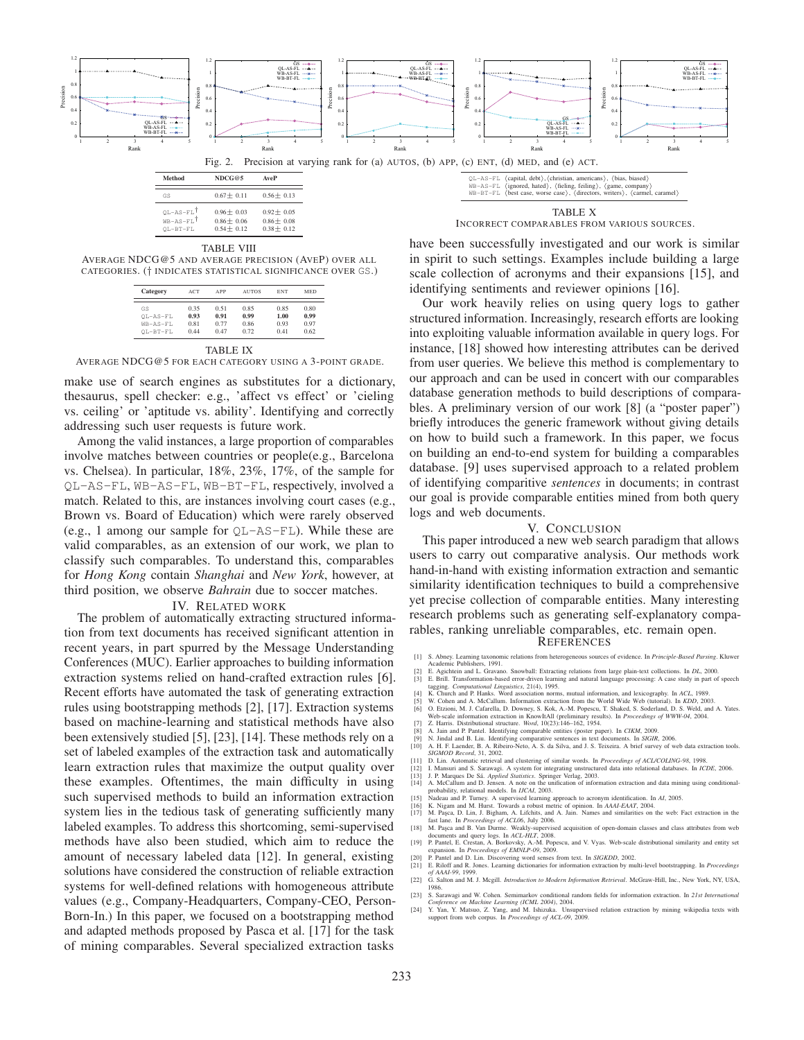1.2
1
0.8
0.6
0.4
0.2
0
Precision
Rank
1 2 3 4 5
GS
QL-AS-FL
WB-AS-FL
WB-BT-FL

Fig. 2. Precision at varying rank for (a) AUTOS, (b) APP, (c) ENT, (d) MED, and (e) ACT.

| Method | NDCG@5 | AveP |
|---|---|---|
| GS | 0.67± 0.11 | 0.56± 0.13 |
| QL-AS-FL† | 0.96± 0.03 | 0.92± 0.05 |
| WB-AS-FL† | 0.86± 0.06 | 0.86± 0.08 |
| QL-BT-FL | 0.54± 0.12 | 0.38± 0.12 |

TABLE VIII
AVERAGE NDCG@5 AND AVERAGE PRECISION (AVEP) OVER ALL CATEGORIES. († INDICATES STATISTICAL SIGNIFICANCE OVER GS.)

| Category | ACT | APP | AUTOS | ENT | MED |
|---|---|---|---|---|---|
| GS | 0.35 | 0.51 | 0.85 | 0.85 | 0.80 |
| QL-AS-FL | **0.93** | **0.91** | **0.99** | **1.00** | **0.99** |
| WB-AS-FL | 0.81 | 0.77 | 0.86 | 0.93 | 0.97 |
| QL-BT-FL | 0.44 | 0.47 | 0.72 | 0.41 | 0.62 |

TABLE IX
AVERAGE NDCG@5 FOR EACH CATEGORY USING A 3-POINT GRADE.

| | |
|---|---|
| QL-AS-FL | ⟨capital, debt⟩, ⟨christian, americans⟩, ⟨bias, biased⟩ |
| WB-AS-FL | ⟨ignored, hated⟩, ⟨fieling, feiling⟩, ⟨game, company⟩ |
| WB-BT-FL | ⟨best case, worse case⟩, ⟨directors, writers⟩, ⟨carmel, caramel⟩ |

TABLE X
INCORRECT COMPARABLES FROM VARIOUS SOURCES.

make use of search engines as substitutes for a dictionary, thesaurus, spell checker: e.g., 'affect vs effect' or 'cieling vs. ceiling' or 'aptitude vs. ability'. Identifying and correctly addressing such user requests is future work.

Among the valid instances, a large proportion of comparables involve matches between countries or people(e.g., Barcelona vs. Chelsea). In particular, 18%, 23%, 17%, of the sample for QL-AS-FL, WB-AS-FL, WB-BT-FL, respectively, involved a match. Related to this, are instances involving court cases (e.g., Brown vs. Board of Education) which were rarely observed (e.g., 1 among our sample for QL-AS-FL). While these are valid comparables, as an extension of our work, we plan to classify such comparables. To understand this, comparables for *Hong Kong* contain *Shanghai* and *New York*, however, at third position, we observe *Bahrain* due to soccer matches.

## IV. Related Work

The problem of automatically extracting structured information from text documents has received significant attention in recent years, in part spurred by the Message Understanding Conferences (MUC). Earlier approaches to building information extraction systems relied on hand-crafted extraction rules [6]. Recent efforts have automated the task of generating extraction rules using bootstrapping methods [2], [17]. Extraction systems based on machine-learning and statistical methods have also been extensively studied [5], [23], [14]. These methods rely on a set of labeled examples of the extraction task and automatically learn extraction rules that maximize the output quality over these examples. Oftentimes, the main difficulty in using such supervised methods to build an information extraction system lies in the tedious task of generating sufficiently many labeled examples. To address this shortcoming, semi-supervised methods have also been studied, which aim to reduce the amount of necessary labeled data [12]. In general, existing solutions have considered the construction of reliable extraction systems for well-defined relations with homogeneous attribute values (e.g., Company-Headquarters, Company-CEO, Person-Born-In.) In this paper, we focused on a bootstrapping method and adapted methods proposed by Pasca et al. [17] for the task of mining comparables. Several specialized extraction tasks have been successfully investigated and our work is similar in spirit to such settings. Examples include building a large scale collection of acronyms and their expansions [15], and identifying sentiments and reviewer opinions [16].

Our work heavily relies on using query logs to gather structured information. Increasingly, research efforts are looking into exploiting valuable information available in query logs. For instance, [18] showed how interesting attributes can be derived from user queries. We believe this method is complementary to our approach and can be used in concert with our comparables database generation methods to build descriptions of comparables. A preliminary version of our work [8] (a "poster paper") briefly introduces the generic framework without giving details on how to build such a framework. In this paper, we focus on building an end-to-end system for building a comparables database. [9] uses supervised approach to a related problem of identifying comparitive *sentences* in documents; in contrast our goal is provide comparable entities mined from both query logs and web documents.

## V. Conclusion

This paper introduced a new web search paradigm that allows users to carry out comparative analysis. Our methods work hand-in-hand with existing information extraction and semantic similarity identification techniques to build a comprehensive yet precise collection of comparable entities. Many interesting research problems such as generating self-explanatory comparables, ranking unreliable comparables, etc. remain open.

## References

[1] S. Abney. Learning taxonomic relations from heterogeneous sources of evidence. In *Principle-Based Parsing*. Kluwer Academic Publishers, 1991.
[2] E. Agichtein and L. Gravano. Snowball: Extracting relations from large plain-text collections. In *DL*, 2000.
[3] E. Brill. Transformation-based error-driven learning and natural language processing: A case study in part of speech tagging. *Computational Linguistics*, 21(4), 1995.
[4] K. Church and P. Hanks. Word association norms, mutual information, and lexicography. In *ACL*, 1989.
[5] W. Cohen and A. McCallum. Information extraction from the World Wide Web (tutorial). In *KDD*, 2003.
[6] O. Etzioni, M. J. Cafarella, D. Downey, S. Kok, A.-M. Popescu, T. Shaked, S. Soderland, D. S. Weld, and A. Yates. Web-scale information extraction in KnowItAll (preliminary results). In *Proceedings of WWW-04*, 2004.
[7] Z. Harris. Distributional structure. *Word*, 10(23):146–162, 1954.
[8] A. Jain and P. Pantel. Identifying comparable entities (poster paper). In *CIKM*, 2009.
[9] N. Jindal and B. Liu. Identifying comparative sentences in text documents. In *SIGIR*, 2006.
[10] A. H. F. Laender, B. A. Ribeiro-Neto, A. S. da Silva, and J. S. Teixeira. A brief survey of web data extraction tools. *SIGMOD Record*, 31, 2002.
[11] D. Lin. Automatic retrieval and clustering of similar words. In *Proceedings of ACL/COLING-98*, 1998.
[12] I. Mansuri and S. Sarawagi. A system for integrating unstructured data into relational databases. In *ICDE*, 2006.
[13] J. P. Marques De Sá. *Applied Statistics*. Springer Verlag, 2003.
[14] A. McCallum and D. Jensen. A note on the unification of information extraction and data mining using conditional-probability, relational models. In *IJCAI*, 2003.
[15] Nadeau and P. Turney. A supervised learning approach to acronym identification. In *AI*, 2005.
[16] K. Nigam and M. Hurst. Towards a robust metric of opinion. In *AAAI-EAAT*, 2004.
[17] M. Paşca, D. Lin, J. Bigham, A. Lifchits, and A. Jain. Names and similarities on the web: Fact extraction in the fast lane. In *Proceedings of ACL06*, July 2006.
[18] M. Paşca and B. Van Durme. Weakly-supervised acquisition of open-domain classes and class attributes from web documents and query logs. In *ACL-HLT*, 2008.
[19] P. Pantel, E. Crestan, A. Borkovsky, A.-M. Popescu, and V. Vyas. Web-scale distributional similarity and entity set expansion. In *Proceedings of EMNLP-09*, 2009.
[20] P. Pantel and D. Lin. Discovering word senses from text. In *SIGKDD*, 2002.
[21] E. Riloff and R. Jones. Learning dictionaries for information extraction by multi-level bootstrapping. In *Proceedings of AAAI-99*, 1999.
[22] G. Salton and M. J. Mcgill. *Introduction to Modern Information Retrieval*. McGraw-Hill, Inc., New York, NY, USA, 1986.
[23] S. Sarawagi and W. Cohen. Semimarkov conditional random fields for information extraction. In *21st International Conference on Machine Learning (ICML 2004)*, 2004.
[24] Y. Yan, Y. Matsuo, Z. Yang, and M. Ishizuka. Unsupervised relation extraction by mining wikipedia texts with support from web corpus. In *Proceedings of ACL-09*, 2009.